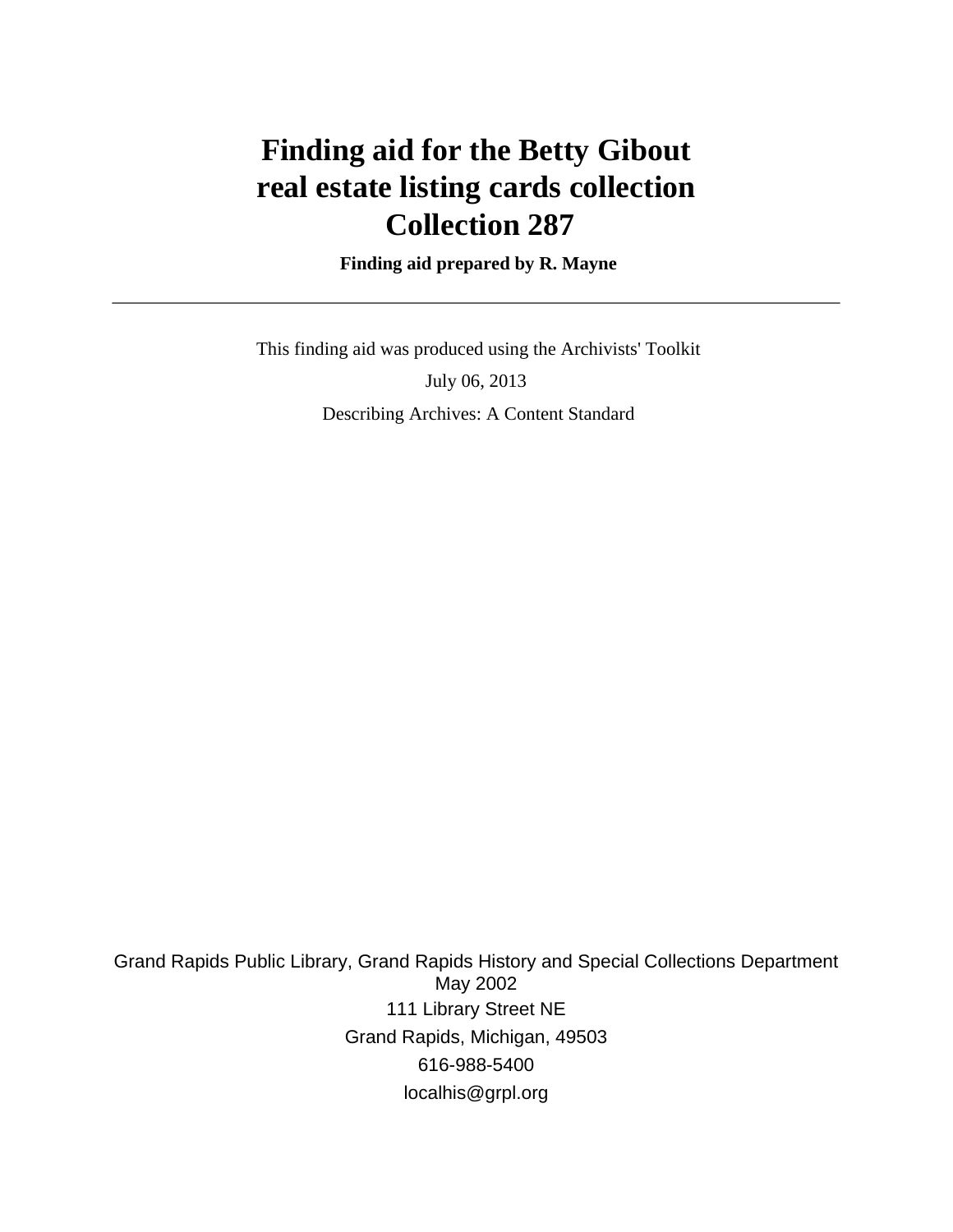# Finding aid for the Betty Gibout real estate listing cards collection Collection 287

**Finding aid prepared by R. Mayne**

---

This finding aid was produced using the Archivists' Toolkit

July 06, 2013

Describing Archives: A Content Standard

Grand Rapids Public Library, Grand Rapids History and Special Collections Department
May 2002
111 Library Street NE
Grand Rapids, Michigan, 49503
616-988-5400
localhis@grpl.org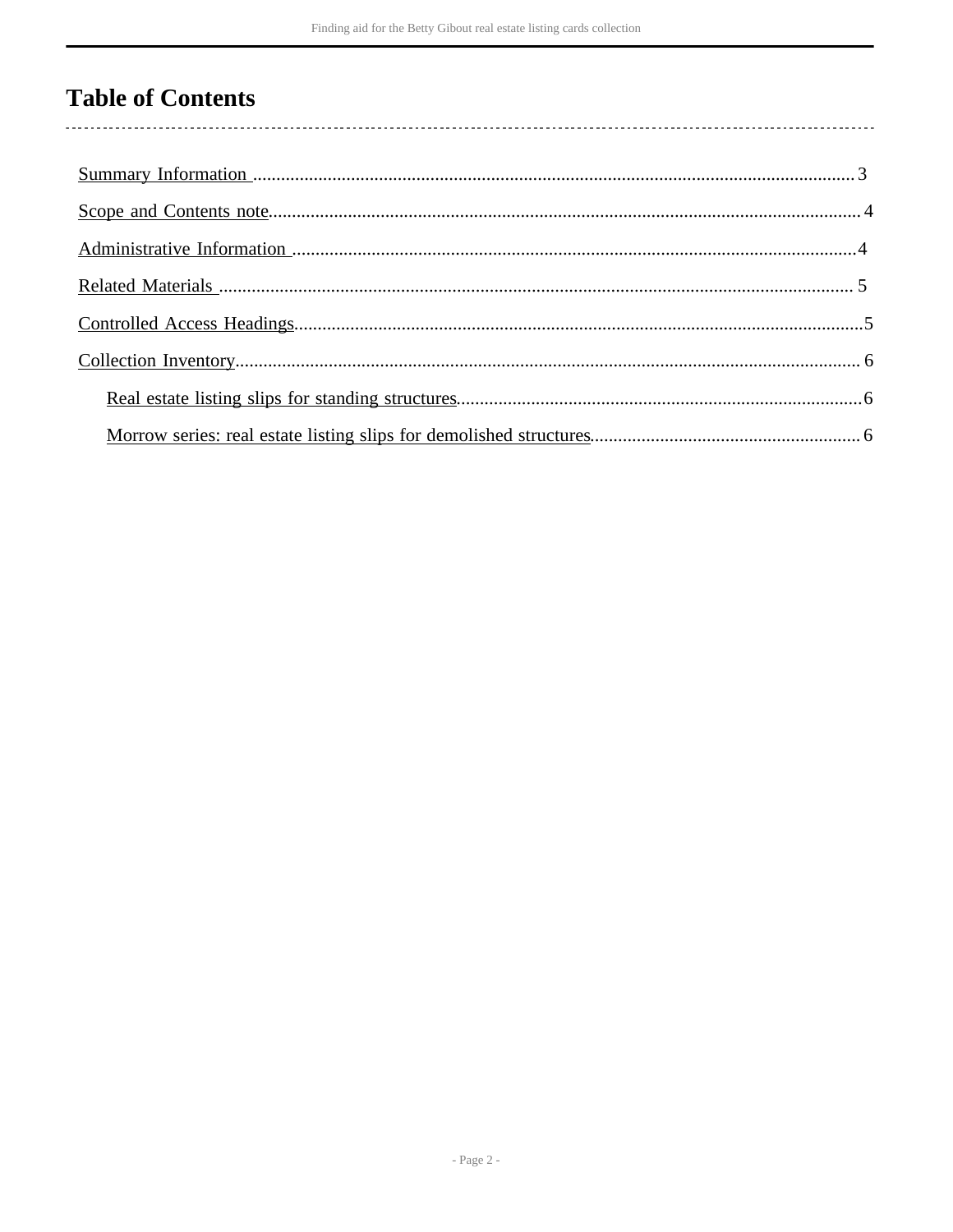# Table of Contents

- Summary Information ... 3
- Scope and Contents note ... 4
- Administrative Information ... 4
- Related Materials ... 5
- Controlled Access Headings ... 5
- Collection Inventory ... 6
    - Real estate listing slips for standing structures ... 6
    - Morrow series: real estate listing slips for demolished structures ... 6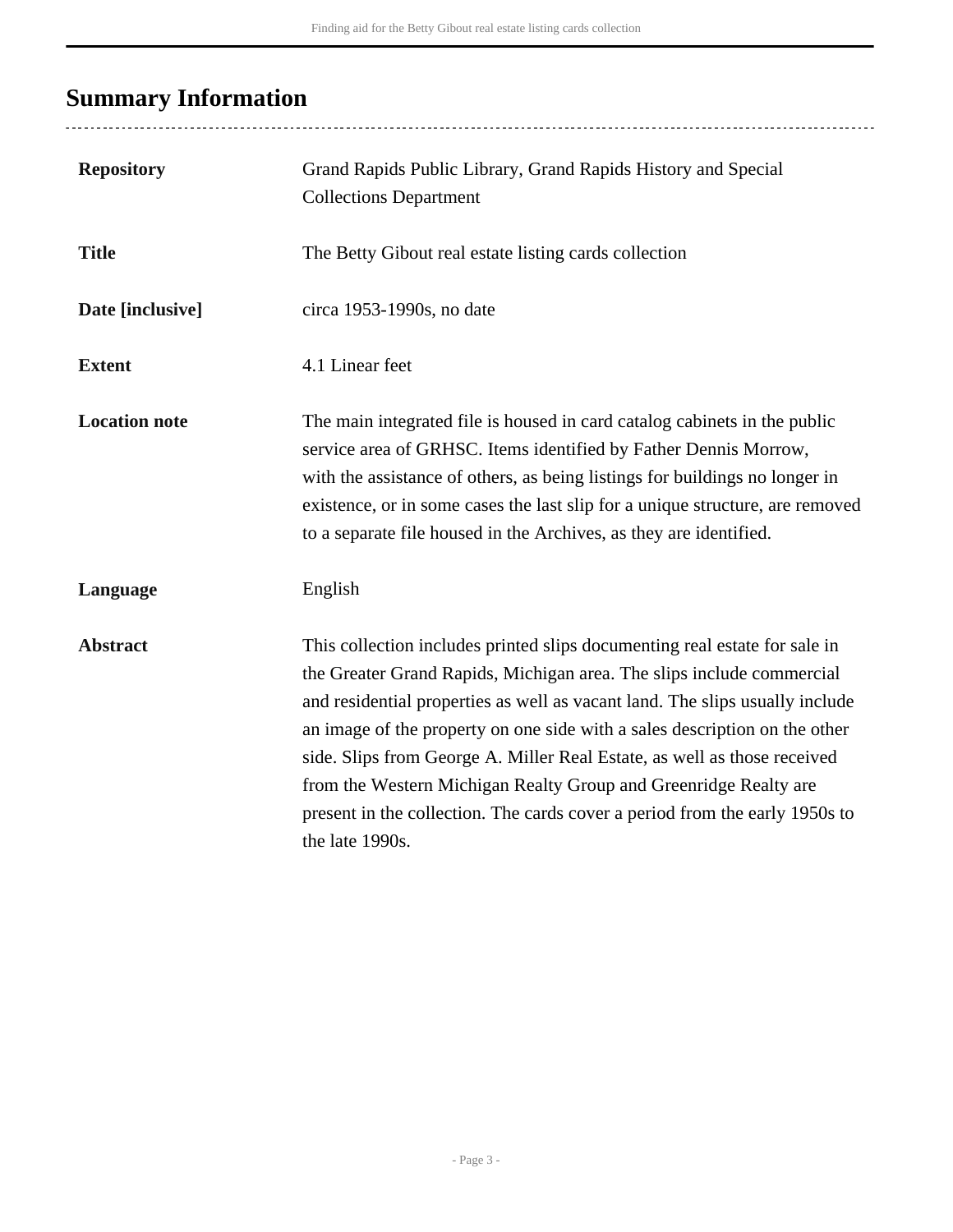## Summary Information

| | |
|---|---|
| **Repository** | Grand Rapids Public Library, Grand Rapids History and Special Collections Department |
| **Title** | The Betty Gibout real estate listing cards collection |
| **Date [inclusive]** | circa 1953-1990s, no date |
| **Extent** | 4.1 Linear feet |
| **Location note** | The main integrated file is housed in card catalog cabinets in the public service area of GRHSC. Items identified by Father Dennis Morrow, with the assistance of others, as being listings for buildings no longer in existence, or in some cases the last slip for a unique structure, are removed to a separate file housed in the Archives, as they are identified. |
| **Language** | English |
| **Abstract** | This collection includes printed slips documenting real estate for sale in the Greater Grand Rapids, Michigan area. The slips include commercial and residential properties as well as vacant land. The slips usually include an image of the property on one side with a sales description on the other side. Slips from George A. Miller Real Estate, as well as those received from the Western Michigan Realty Group and Greenridge Realty are present in the collection. The cards cover a period from the early 1950s to the late 1990s. |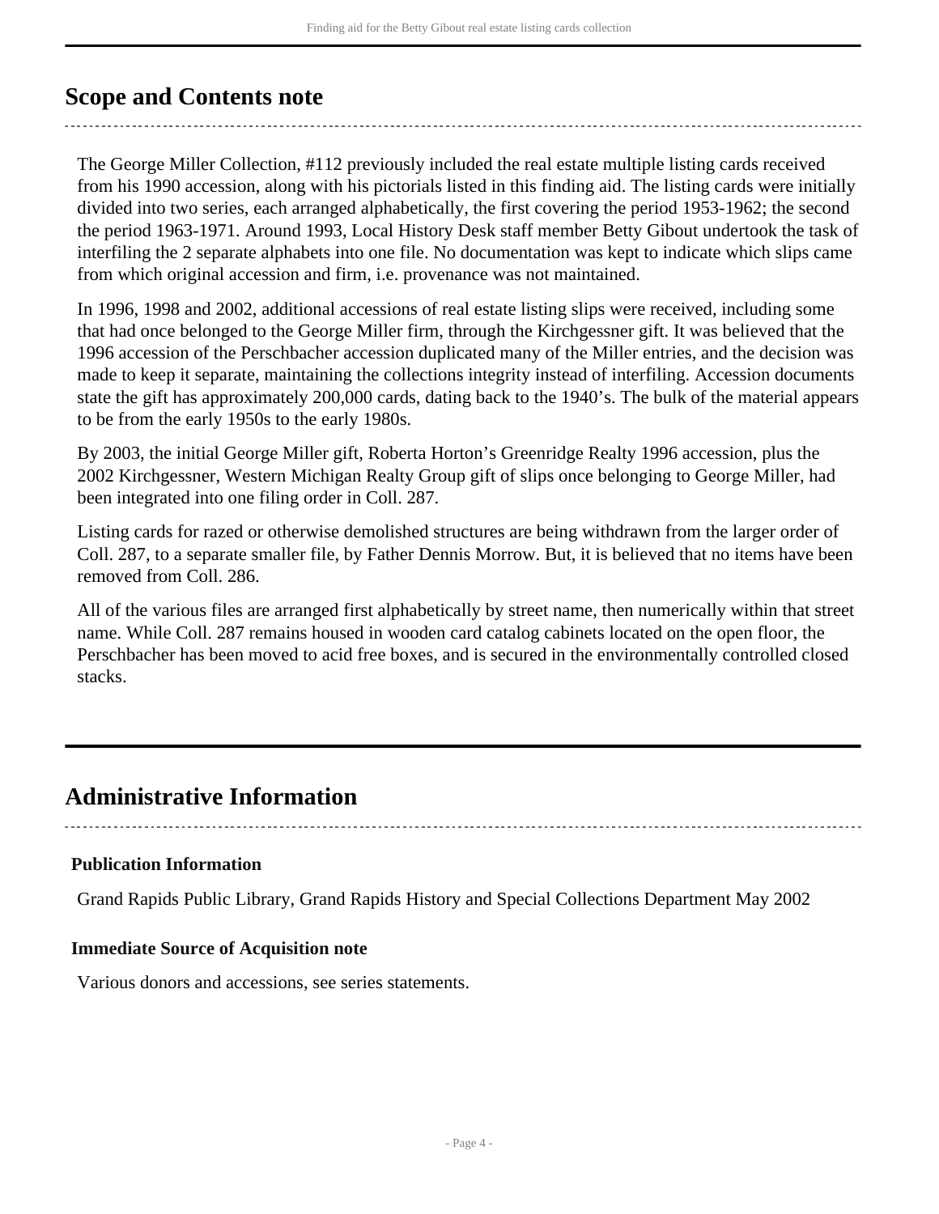## Scope and Contents note

The George Miller Collection, #112 previously included the real estate multiple listing cards received from his 1990 accession, along with his pictorials listed in this finding aid. The listing cards were initially divided into two series, each arranged alphabetically, the first covering the period 1953-1962; the second the period 1963-1971. Around 1993, Local History Desk staff member Betty Gibout undertook the task of interfiling the 2 separate alphabets into one file. No documentation was kept to indicate which slips came from which original accession and firm, i.e. provenance was not maintained.

In 1996, 1998 and 2002, additional accessions of real estate listing slips were received, including some that had once belonged to the George Miller firm, through the Kirchgessner gift. It was believed that the 1996 accession of the Perschbacher accession duplicated many of the Miller entries, and the decision was made to keep it separate, maintaining the collections integrity instead of interfiling. Accession documents state the gift has approximately 200,000 cards, dating back to the 1940's. The bulk of the material appears to be from the early 1950s to the early 1980s.

By 2003, the initial George Miller gift, Roberta Horton's Greenridge Realty 1996 accession, plus the 2002 Kirchgessner, Western Michigan Realty Group gift of slips once belonging to George Miller, had been integrated into one filing order in Coll. 287.

Listing cards for razed or otherwise demolished structures are being withdrawn from the larger order of Coll. 287, to a separate smaller file, by Father Dennis Morrow. But, it is believed that no items have been removed from Coll. 286.

All of the various files are arranged first alphabetically by street name, then numerically within that street name. While Coll. 287 remains housed in wooden card catalog cabinets located on the open floor, the Perschbacher has been moved to acid free boxes, and is secured in the environmentally controlled closed stacks.

## Administrative Information

### Publication Information

Grand Rapids Public Library, Grand Rapids History and Special Collections Department May 2002

### Immediate Source of Acquisition note

Various donors and accessions, see series statements.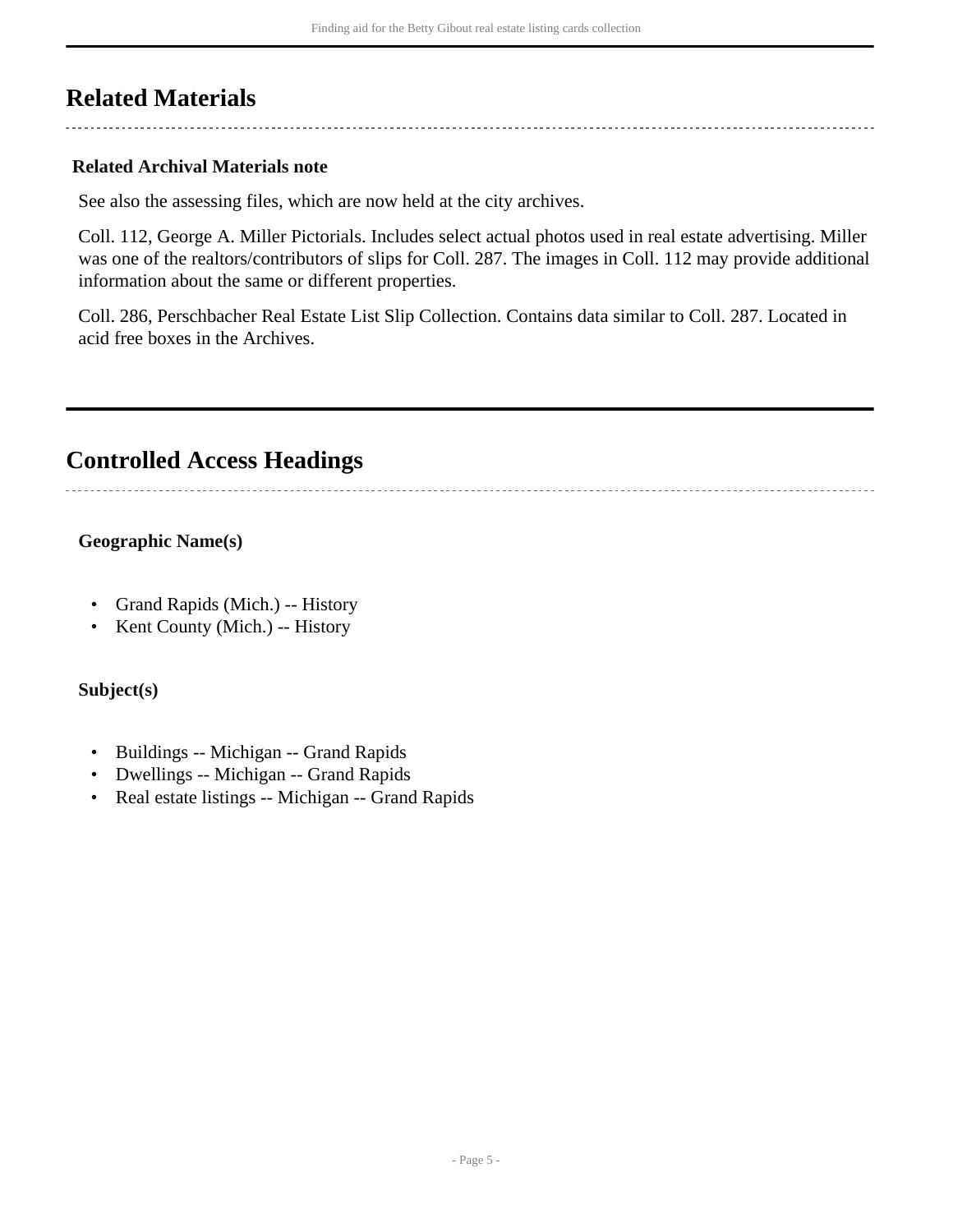## Related Materials

**Related Archival Materials note**

See also the assessing files, which are now held at the city archives.

Coll. 112, George A. Miller Pictorials. Includes select actual photos used in real estate advertising. Miller was one of the realtors/contributors of slips for Coll. 287. The images in Coll. 112 may provide additional information about the same or different properties.

Coll. 286, Perschbacher Real Estate List Slip Collection. Contains data similar to Coll. 287. Located in acid free boxes in the Archives.

## Controlled Access Headings

**Geographic Name(s)**

- Grand Rapids (Mich.) -- History
- Kent County (Mich.) -- History

**Subject(s)**

- Buildings -- Michigan -- Grand Rapids
- Dwellings -- Michigan -- Grand Rapids
- Real estate listings -- Michigan -- Grand Rapids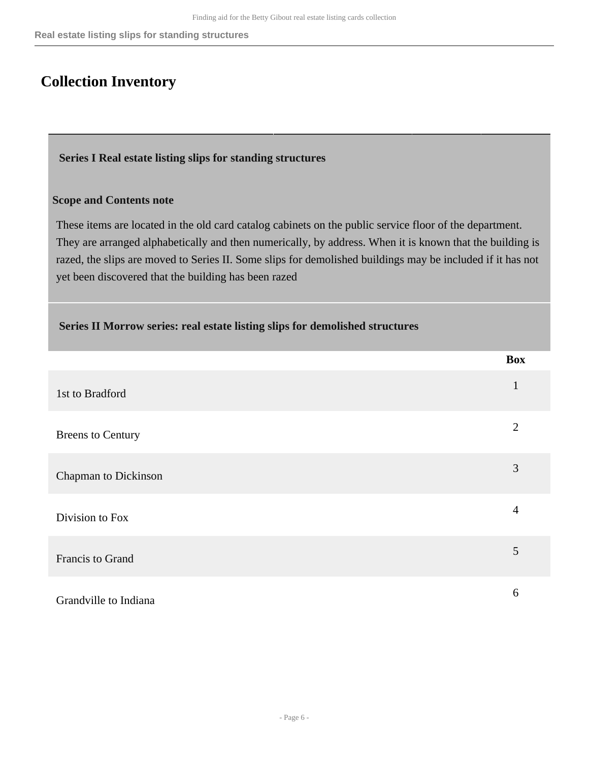## Collection Inventory

### Series I Real estate listing slips for standing structures

**Scope and Contents note**

These items are located in the old card catalog cabinets on the public service floor of the department. They are arranged alphabetically and then numerically, by address. When it is known that the building is razed, the slips are moved to Series II. Some slips for demolished buildings may be included if it has not yet been discovered that the building has been razed

### Series II Morrow series: real estate listing slips for demolished structures

| | Box |
|---|---|
| 1st to Bradford | 1 |
| Breens to Century | 2 |
| Chapman to Dickinson | 3 |
| Division to Fox | 4 |
| Francis to Grand | 5 |
| Grandville to Indiana | 6 |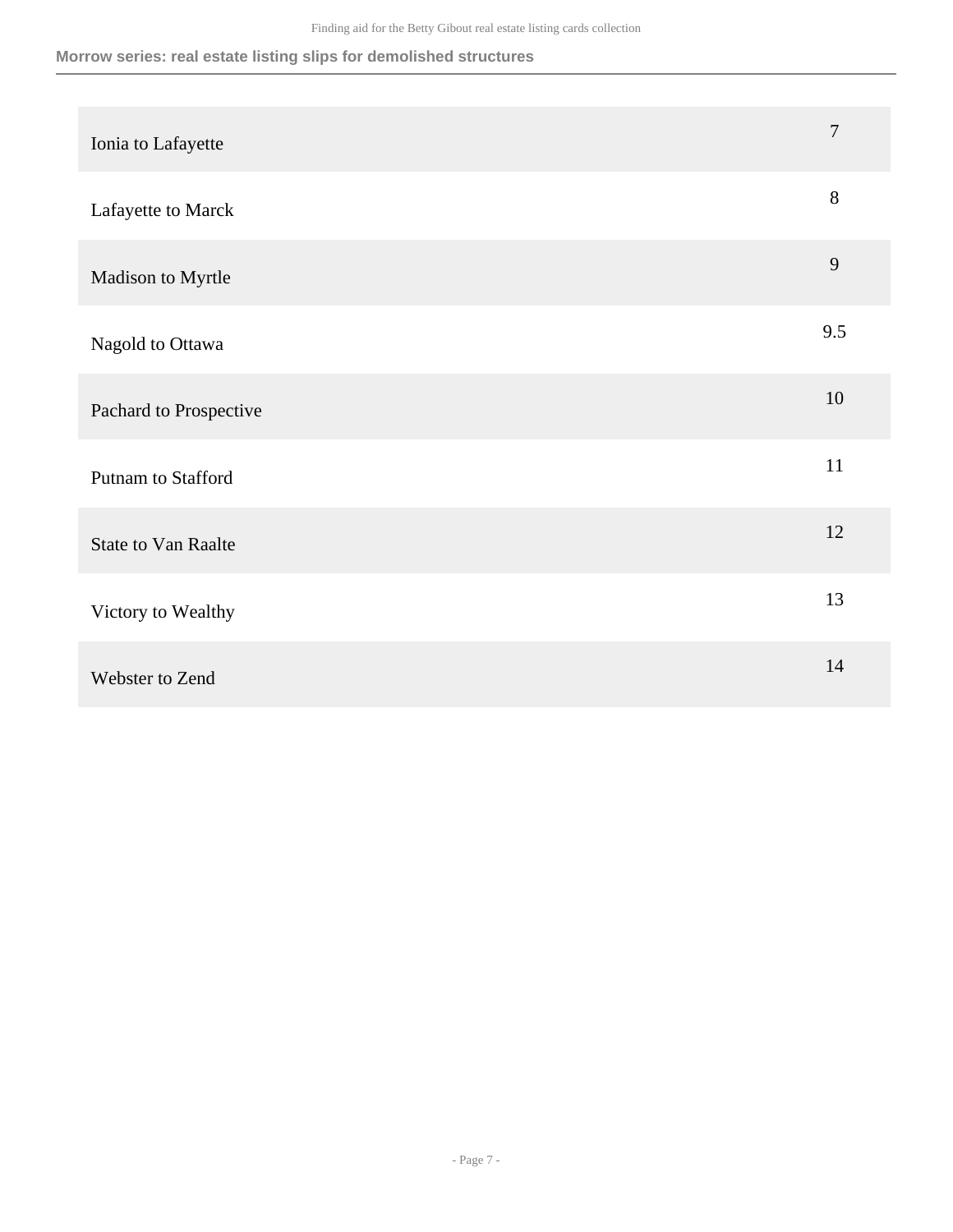Morrow series: real estate listing slips for demolished structures

| | |
|---|---|
| Ionia to Lafayette | 7 |
| Lafayette to Marck | 8 |
| Madison to Myrtle | 9 |
| Nagold to Ottawa | 9.5 |
| Pachard to Prospective | 10 |
| Putnam to Stafford | 11 |
| State to Van Raalte | 12 |
| Victory to Wealthy | 13 |
| Webster to Zend | 14 |